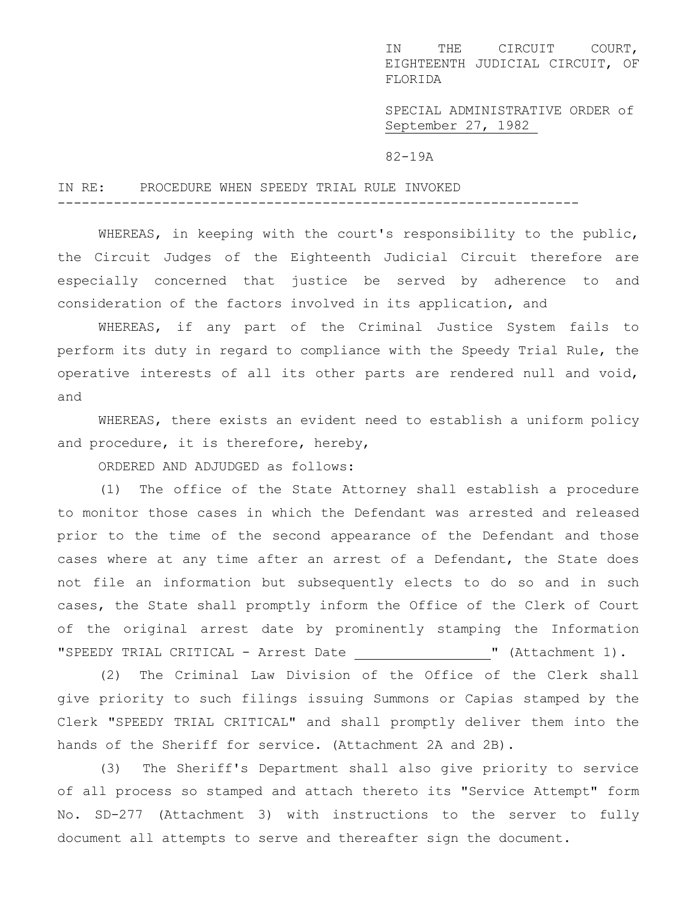IN THE CIRCUIT COURT, EIGHTEENTH JUDICIAL CIRCUIT, OF FLORIDA

SPECIAL ADMINISTRATIVE ORDER of September 27, 1982

82-19A

IN RE: PROCEDURE WHEN SPEEDY TRIAL RULE INVOKED

---

WHEREAS, in keeping with the court's responsibility to the public, the Circuit Judges of the Eighteenth Judicial Circuit therefore are especially concerned that justice be served by adherence to and consideration of the factors involved in its application, and

WHEREAS, if any part of the Criminal Justice System fails to perform its duty in regard to compliance with the Speedy Trial Rule, the operative interests of all its other parts are rendered null and void, and

WHEREAS, there exists an evident need to establish a uniform policy and procedure, it is therefore, hereby,

ORDERED AND ADJUDGED as follows:

(1) The office of the State Attorney shall establish a procedure to monitor those cases in which the Defendant was arrested and released prior to the time of the second appearance of the Defendant and those cases where at any time after an arrest of a Defendant, the State does not file an information but subsequently elects to do so and in such cases, the State shall promptly inform the Office of the Clerk of Court of the original arrest date by prominently stamping the Information "SPEEDY TRIAL CRITICAL - Arrest Date ________________" (Attachment 1).

(2) The Criminal Law Division of the Office of the Clerk shall give priority to such filings issuing Summons or Capias stamped by the Clerk "SPEEDY TRIAL CRITICAL" and shall promptly deliver them into the hands of the Sheriff for service. (Attachment 2A and 2B).

(3) The Sheriff's Department shall also give priority to service of all process so stamped and attach thereto its "Service Attempt" form No. SD-277 (Attachment 3) with instructions to the server to fully document all attempts to serve and thereafter sign the document.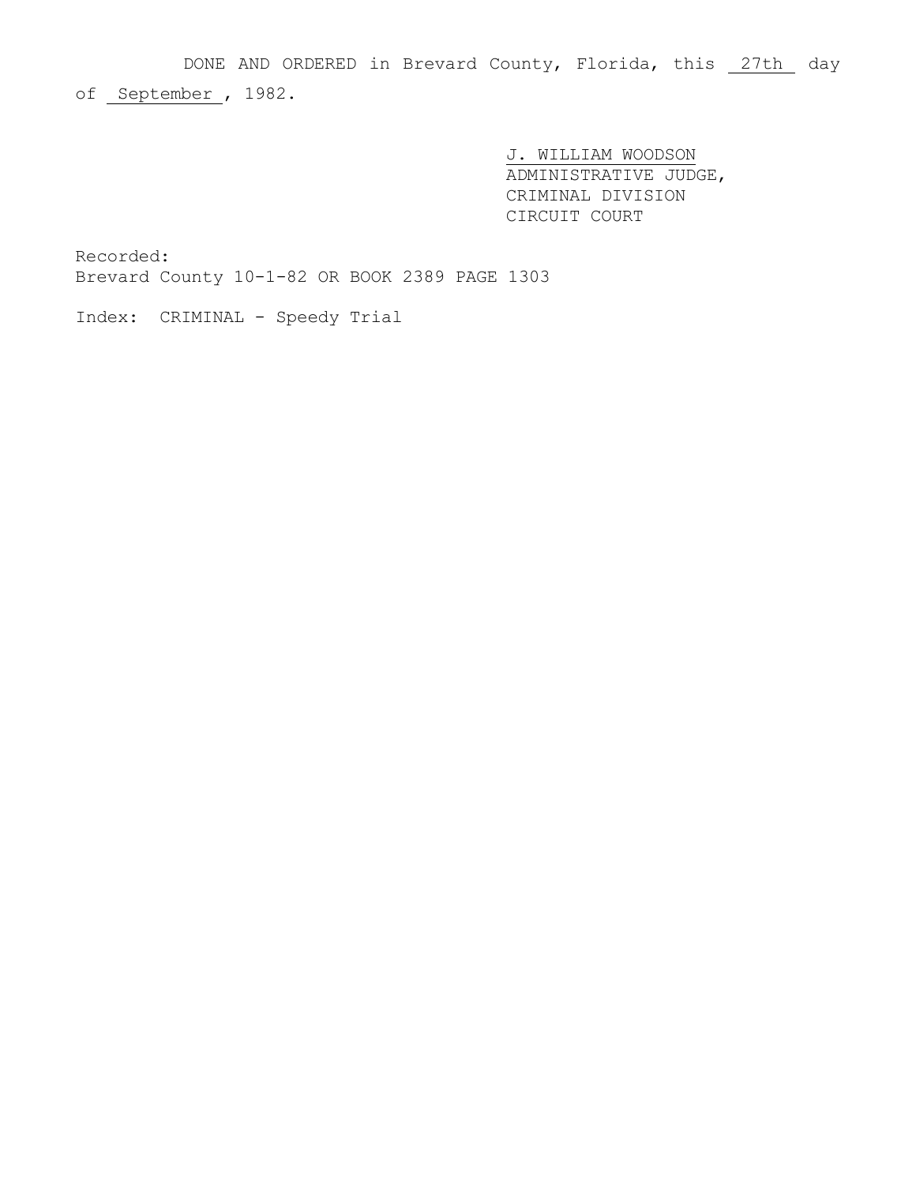DONE AND ORDERED in Brevard County, Florida, this 27th day of September, 1982.

J. WILLIAM WOODSON
ADMINISTRATIVE JUDGE,
CRIMINAL DIVISION
CIRCUIT COURT

Recorded:
Brevard County 10-1-82 OR BOOK 2389 PAGE 1303

Index: CRIMINAL - Speedy Trial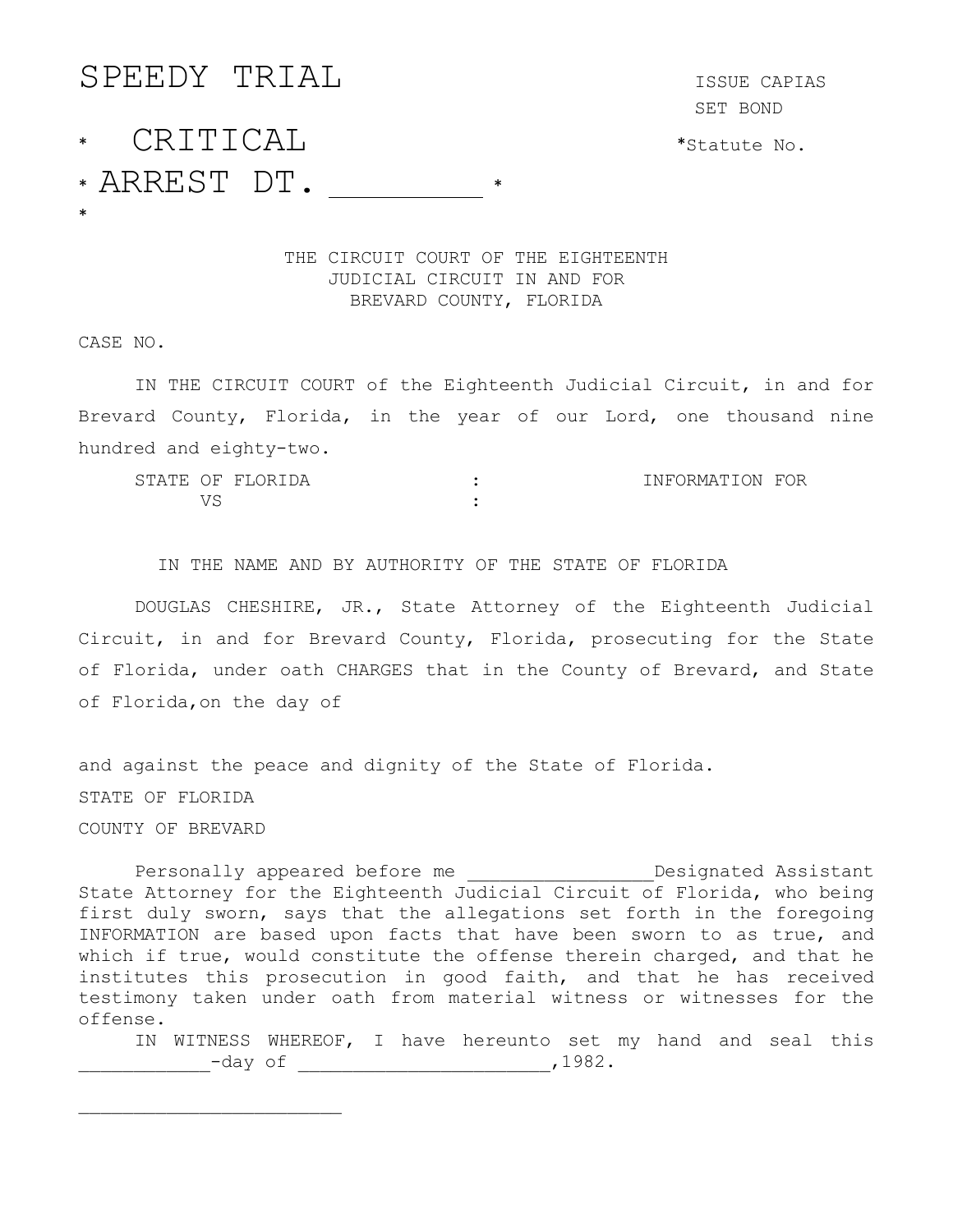SPEEDY TRIAL

ISSUE CAPIAS
SET BOND

\* CRITICAL

\*Statute No.

\* ARREST DT. __________ \*

\*

THE CIRCUIT COURT OF THE EIGHTEENTH
JUDICIAL CIRCUIT IN AND FOR
BREVARD COUNTY, FLORIDA

CASE NO.

IN THE CIRCUIT COURT of the Eighteenth Judicial Circuit, in and for Brevard County, Florida, in the year of our Lord, one thousand nine hundred and eighty-two.

| STATE OF FLORIDA | : | INFORMATION FOR |
|---|---|---|
| VS | : | |

IN THE NAME AND BY AUTHORITY OF THE STATE OF FLORIDA

DOUGLAS CHESHIRE, JR., State Attorney of the Eighteenth Judicial Circuit, in and for Brevard County, Florida, prosecuting for the State of Florida, under oath CHARGES that in the County of Brevard, and State of Florida,on the day of

and against the peace and dignity of the State of Florida.

STATE OF FLORIDA

COUNTY OF BREVARD

Personally appeared before me ________________Designated Assistant State Attorney for the Eighteenth Judicial Circuit of Florida, who being first duly sworn, says that the allegations set forth in the foregoing INFORMATION are based upon facts that have been sworn to as true, and which if true, would constitute the offense therein charged, and that he institutes this prosecution in good faith, and that he has received testimony taken under oath from material witness or witnesses for the offense.

IN WITNESS WHEREOF, I have hereunto set my hand and seal this ____________-day of ______________________,1982.

________________________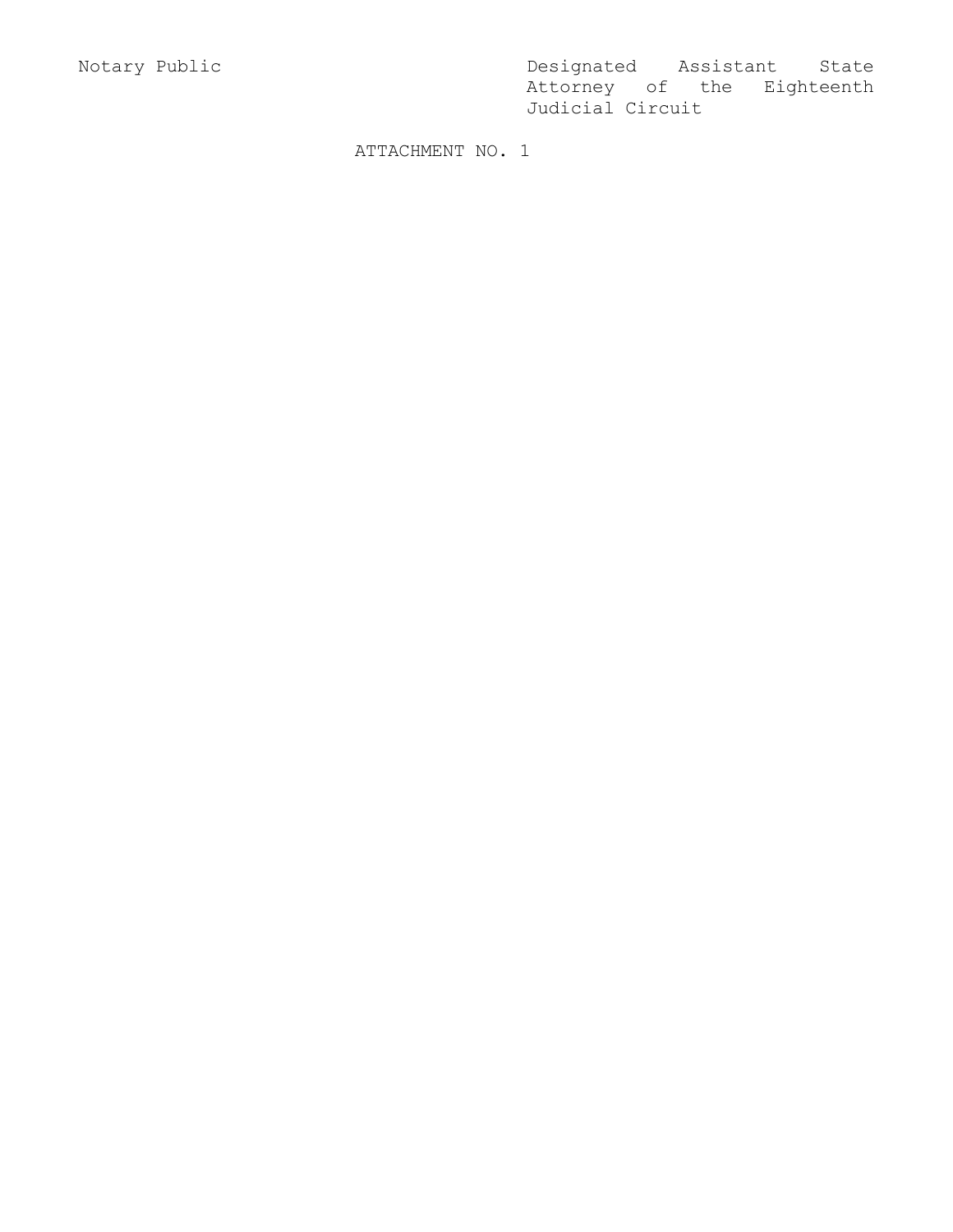Notary Public

Designated Assistant State Attorney of the Eighteenth Judicial Circuit

ATTACHMENT NO. 1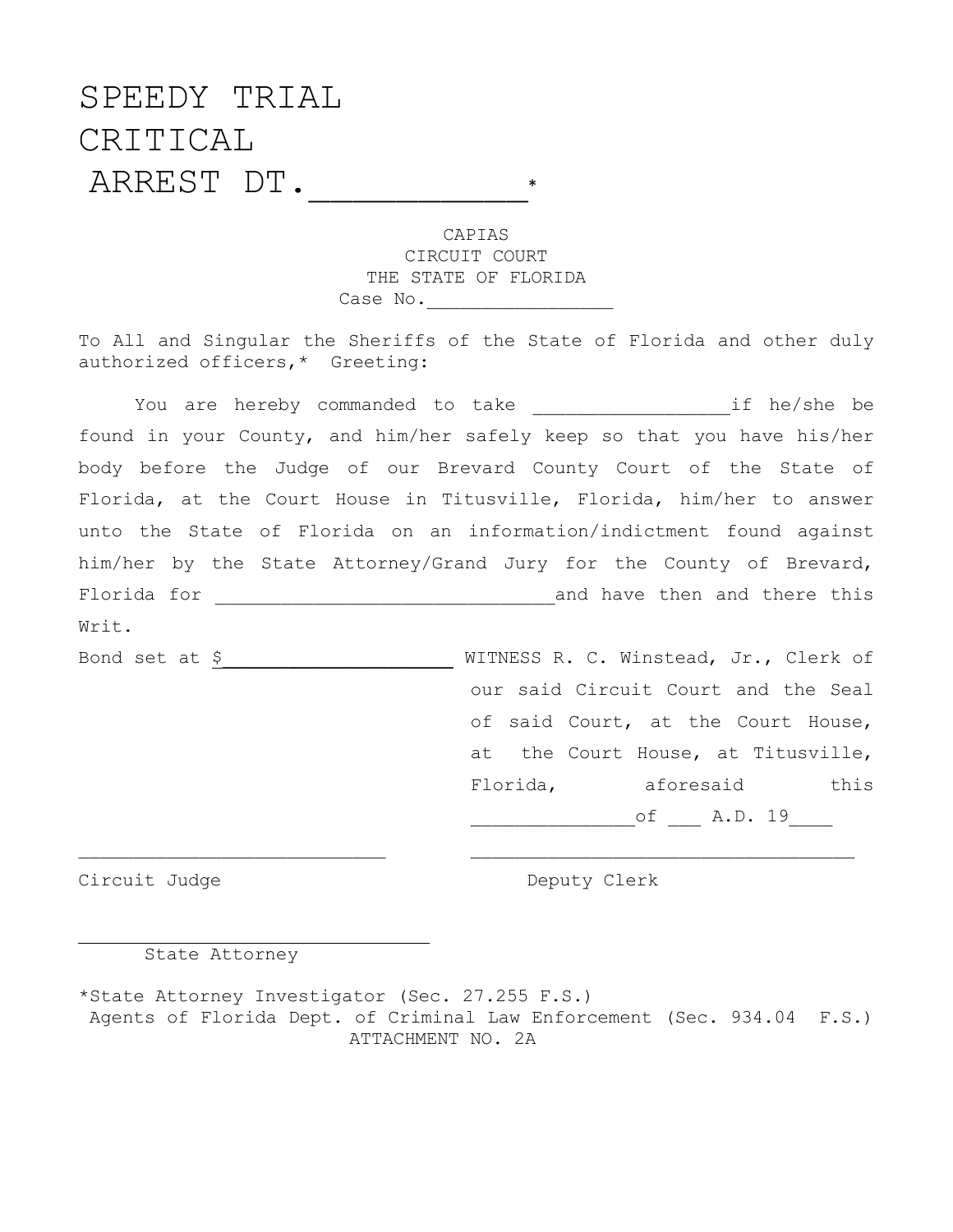# SPEEDY TRIAL
# CRITICAL
# ARREST DT.___________*

CAPIAS
CIRCUIT COURT
THE STATE OF FLORIDA
Case No.________________

To All and Singular the Sheriffs of the State of Florida and other duly authorized officers,* Greeting:

You are hereby commanded to take _________________if he/she be found in your County, and him/her safely keep so that you have his/her body before the Judge of our Brevard County Court of the State of Florida, at the Court House in Titusville, Florida, him/her to answer unto the State of Florida on an information/indictment found against him/her by the State Attorney/Grand Jury for the County of Brevard, Florida for ______________________________and have then and there this Writ.

Bond set at $____________________

WITNESS R. C. Winstead, Jr., Clerk of our said Circuit Court and the Seal of said Court, at the Court House, at the Court House, at Titusville, Florida, aforesaid this ______________of ___ A.D. 19____

___________________________
Circuit Judge

__________________________________
Deputy Clerk

_______________________________
State Attorney

*State Attorney Investigator (Sec. 27.255 F.S.)
Agents of Florida Dept. of Criminal Law Enforcement (Sec. 934.04 F.S.)

ATTACHMENT NO. 2A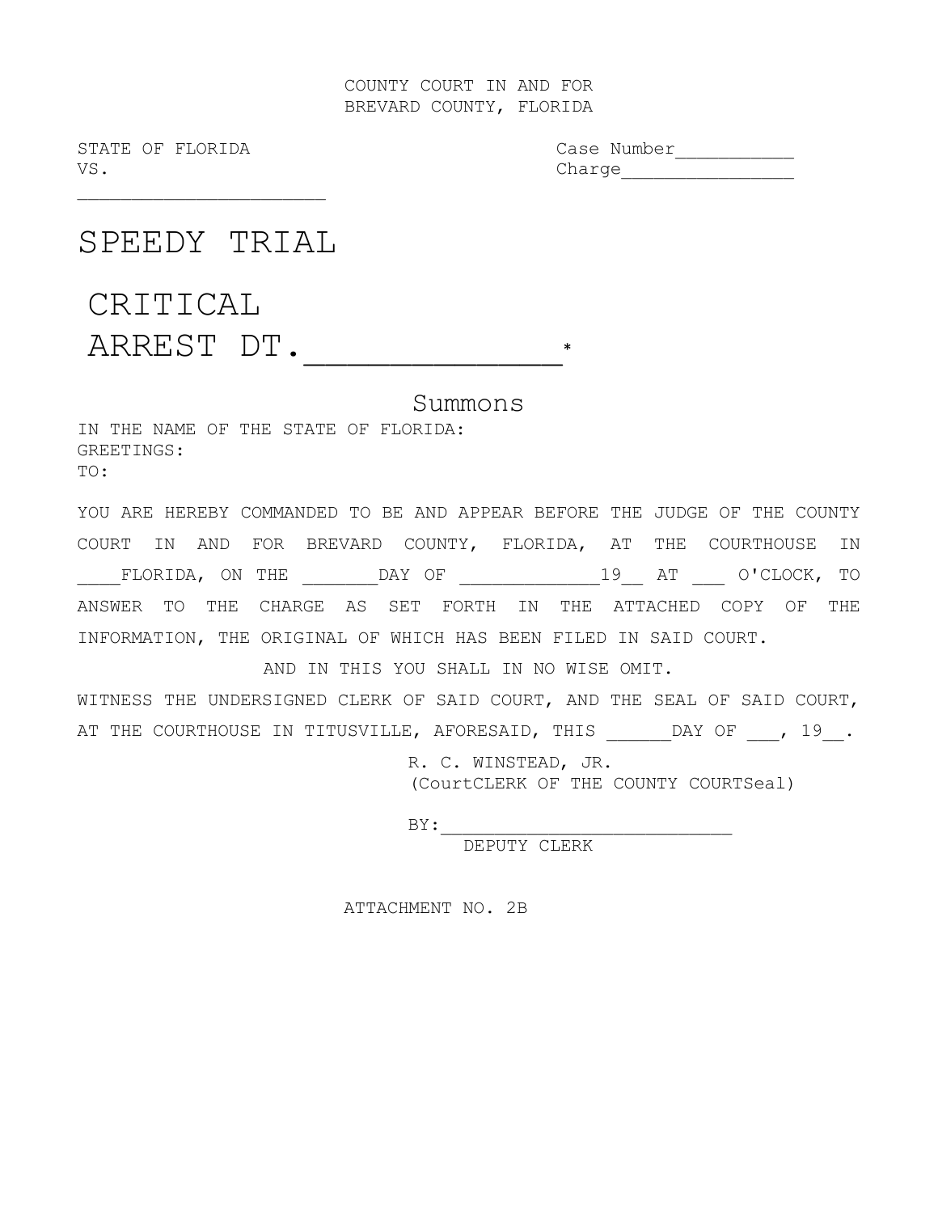COUNTY COURT IN AND FOR
BREVARD COUNTY, FLORIDA

STATE OF FLORIDA
VS.
______________________

Case Number___________
Charge________________

# SPEEDY TRIAL

# CRITICAL
# ARREST DT.______________*

## Summons

IN THE NAME OF THE STATE OF FLORIDA:
GREETINGS:
TO:

YOU ARE HEREBY COMMANDED TO BE AND APPEAR BEFORE THE JUDGE OF THE COUNTY COURT IN AND FOR BREVARD COUNTY, FLORIDA, AT THE COURTHOUSE IN ____FLORIDA, ON THE _______DAY OF _____________19__ AT ___ O'CLOCK, TO ANSWER TO THE CHARGE AS SET FORTH IN THE ATTACHED COPY OF THE INFORMATION, THE ORIGINAL OF WHICH HAS BEEN FILED IN SAID COURT.

AND IN THIS YOU SHALL IN NO WISE OMIT.

WITNESS THE UNDERSIGNED CLERK OF SAID COURT, AND THE SEAL OF SAID COURT, AT THE COURTHOUSE IN TITUSVILLE, AFORESAID, THIS ______DAY OF ___, 19__.

R. C. WINSTEAD, JR.
(CourtCLERK OF THE COUNTY COURTSeal)

BY:____________________________
DEPUTY CLERK

ATTACHMENT NO. 2B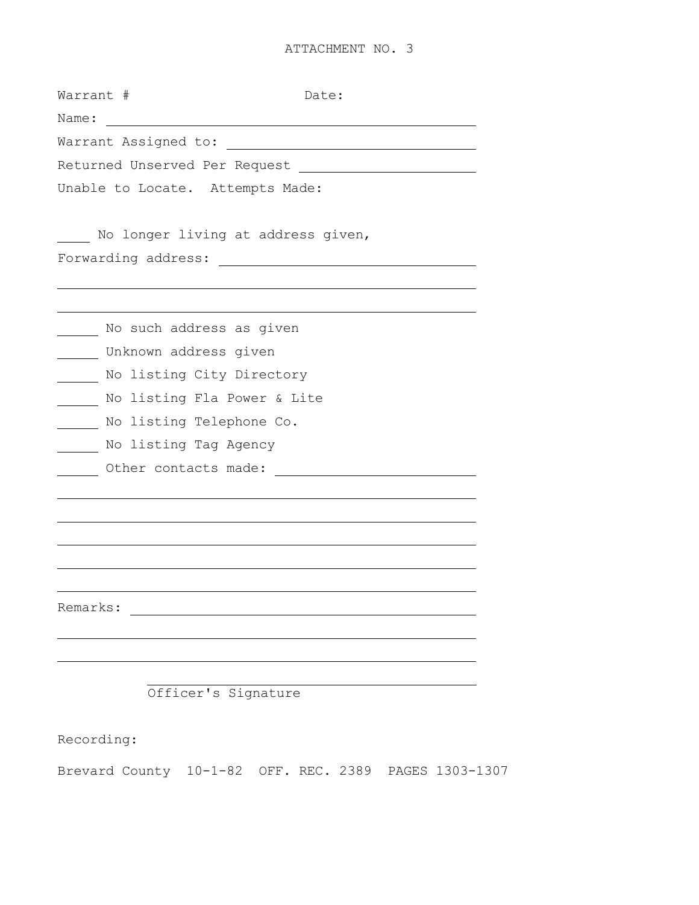ATTACHMENT NO. 3

Warrant # Date:

Name: ________________________________________

Warrant Assigned to: ______________________________

Returned Unserved Per Request ______________________

Unable to Locate. Attempts Made:

____ No longer living at address given,

Forwarding address: ___________________________

______________________________________________

______________________________________________

_____ No such address as given

_____ Unknown address given

_____ No listing City Directory

_____ No listing Fla Power & Lite

_____ No listing Telephone Co.

_____ No listing Tag Agency

_____ Other contacts made: ______________________

______________________________________________

______________________________________________

______________________________________________

______________________________________________

______________________________________________

Remarks: _____________________________________

______________________________________________

______________________________________________

______________________________________

Officer's Signature

Recording:

Brevard County 10-1-82 OFF. REC. 2389 PAGES 1303-1307